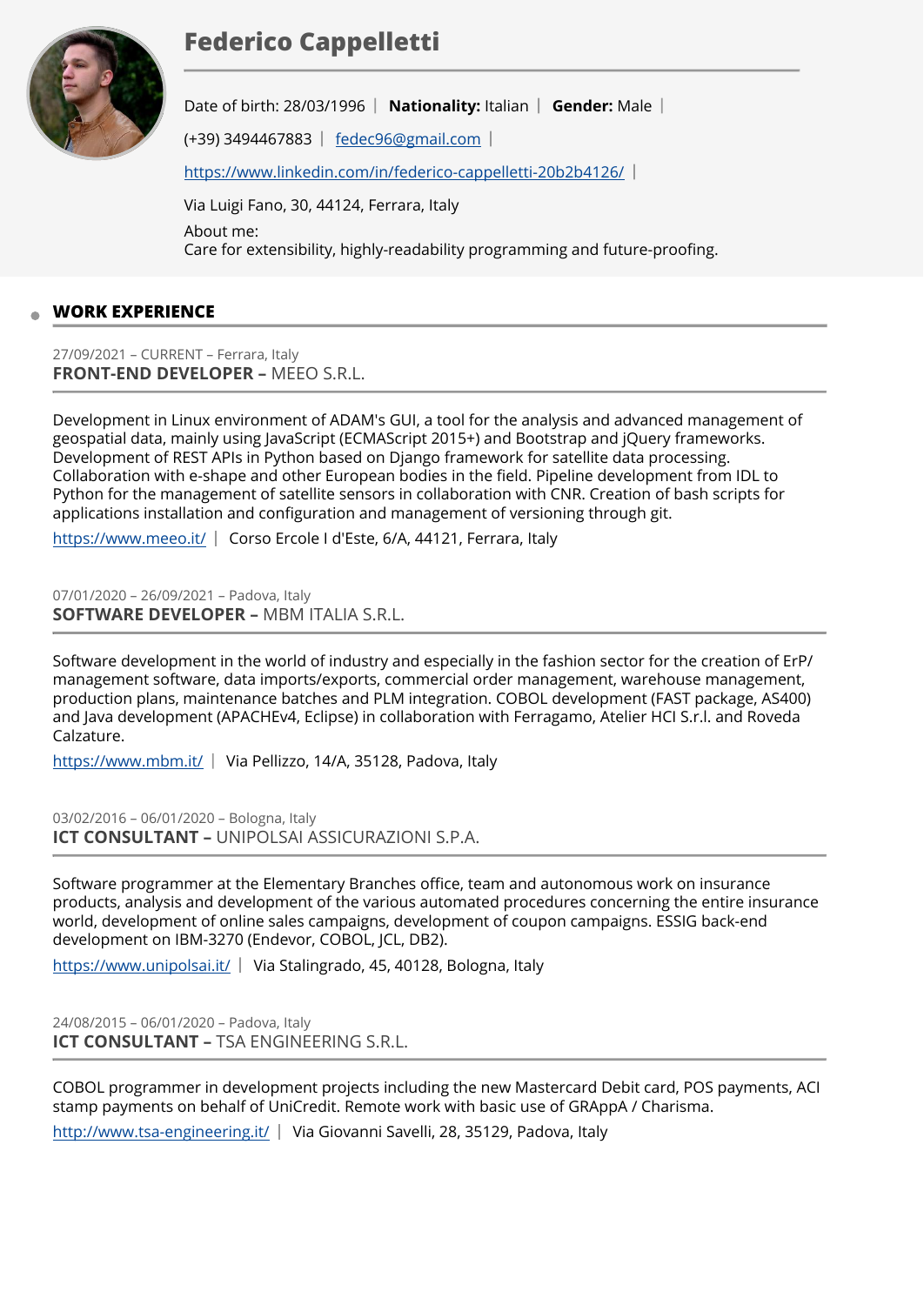# Federico Cappelletti

Date of birth: 28/03/1996 | **Nationality:** Italian | **Gender:** Male |

(+39) 3494467883 | fedec96@gmail.com |

https://www.linkedin.com/in/federico-cappelletti-20b2b4126/ |

Via Luigi Fano, 30, 44124, Ferrara, Italy

About me:
Care for extensibility, highly-readability programming and future-proofing.

## WORK EXPERIENCE

27/09/2021 – CURRENT – Ferrara, Italy
**FRONT-END DEVELOPER –** MEEO S.R.L.

Development in Linux environment of ADAM's GUI, a tool for the analysis and advanced management of geospatial data, mainly using JavaScript (ECMAScript 2015+) and Bootstrap and jQuery frameworks. Development of REST APIs in Python based on Django framework for satellite data processing. Collaboration with e-shape and other European bodies in the field. Pipeline development from IDL to Python for the management of satellite sensors in collaboration with CNR. Creation of bash scripts for applications installation and configuration and management of versioning through git.

https://www.meeo.it/ | Corso Ercole I d'Este, 6/A, 44121, Ferrara, Italy

07/01/2020 – 26/09/2021 – Padova, Italy
**SOFTWARE DEVELOPER –** MBM ITALIA S.R.L.

Software development in the world of industry and especially in the fashion sector for the creation of ErP/management software, data imports/exports, commercial order management, warehouse management, production plans, maintenance batches and PLM integration. COBOL development (FAST package, AS400) and Java development (APACHEv4, Eclipse) in collaboration with Ferragamo, Atelier HCI S.r.l. and Roveda Calzature.

https://www.mbm.it/ | Via Pellizzo, 14/A, 35128, Padova, Italy

03/02/2016 – 06/01/2020 – Bologna, Italy
**ICT CONSULTANT –** UNIPOLSAI ASSICURAZIONI S.P.A.

Software programmer at the Elementary Branches office, team and autonomous work on insurance products, analysis and development of the various automated procedures concerning the entire insurance world, development of online sales campaigns, development of coupon campaigns. ESSIG back-end development on IBM-3270 (Endevor, COBOL, JCL, DB2).

https://www.unipolsai.it/ | Via Stalingrado, 45, 40128, Bologna, Italy

24/08/2015 – 06/01/2020 – Padova, Italy
**ICT CONSULTANT –** TSA ENGINEERING S.R.L.

COBOL programmer in development projects including the new Mastercard Debit card, POS payments, ACI stamp payments on behalf of UniCredit. Remote work with basic use of GRAppA / Charisma.

http://www.tsa-engineering.it/ | Via Giovanni Savelli, 28, 35129, Padova, Italy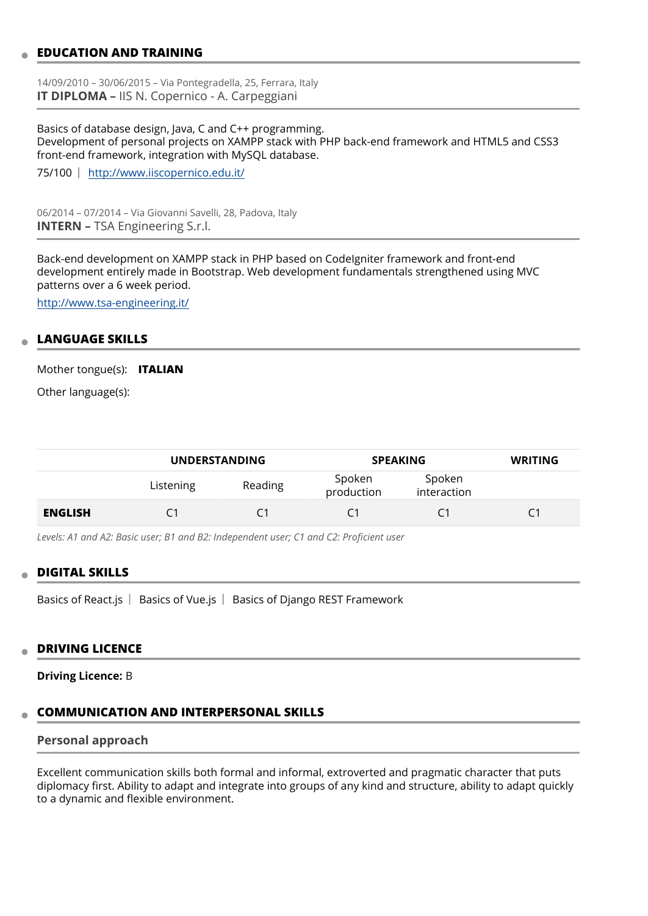## EDUCATION AND TRAINING

14/09/2010 – 30/06/2015 – Via Pontegradella, 25, Ferrara, Italy

### IT DIPLOMA – IIS N. Copernico - A. Carpeggiani

Basics of database design, Java, C and C++ programming.
Development of personal projects on XAMPP stack with PHP back-end framework and HTML5 and CSS3 front-end framework, integration with MySQL database.

75/100 | http://www.iiscopernico.edu.it/

06/2014 – 07/2014 – Via Giovanni Savelli, 28, Padova, Italy

### INTERN – TSA Engineering S.r.l.

Back-end development on XAMPP stack in PHP based on CodeIgniter framework and front-end development entirely made in Bootstrap. Web development fundamentals strengthened using MVC patterns over a 6 week period.

http://www.tsa-engineering.it/

## LANGUAGE SKILLS

Mother tongue(s): **ITALIAN**

Other language(s):

| | UNDERSTANDING | | SPEAKING | | WRITING |
|---|---|---|---|---|---|
| | Listening | Reading | Spoken production | Spoken interaction | |
| **ENGLISH** | C1 | C1 | C1 | C1 | C1 |

*Levels: A1 and A2: Basic user; B1 and B2: Independent user; C1 and C2: Proficient user*

## DIGITAL SKILLS

Basics of React.js | Basics of Vue.js | Basics of Django REST Framework

## DRIVING LICENCE

**Driving Licence:** B

## COMMUNICATION AND INTERPERSONAL SKILLS

### Personal approach

Excellent communication skills both formal and informal, extroverted and pragmatic character that puts diplomacy first. Ability to adapt and integrate into groups of any kind and structure, ability to adapt quickly to a dynamic and flexible environment.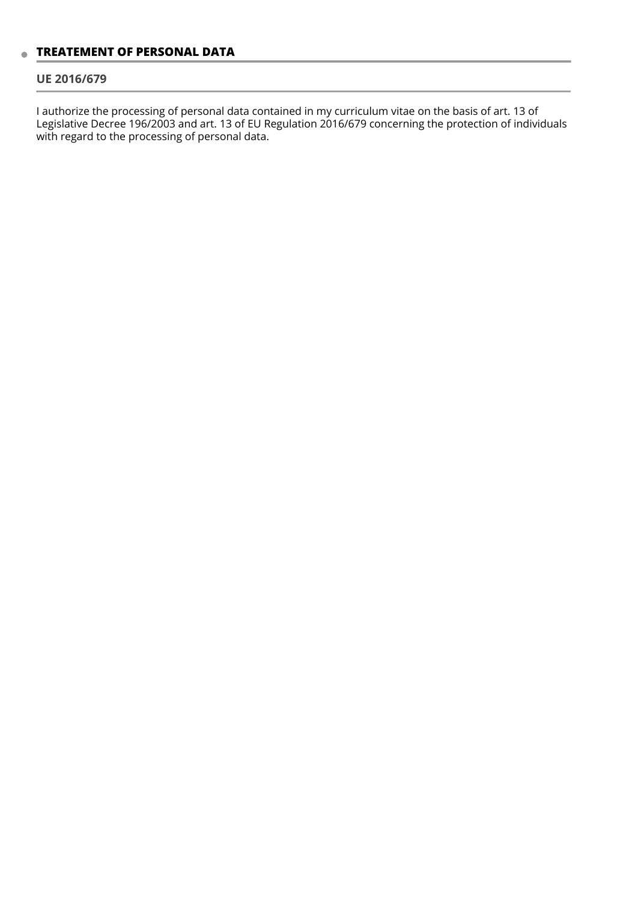## TREATEMENT OF PERSONAL DATA

### UE 2016/679

I authorize the processing of personal data contained in my curriculum vitae on the basis of art. 13 of Legislative Decree 196/2003 and art. 13 of EU Regulation 2016/679 concerning the protection of individuals with regard to the processing of personal data.